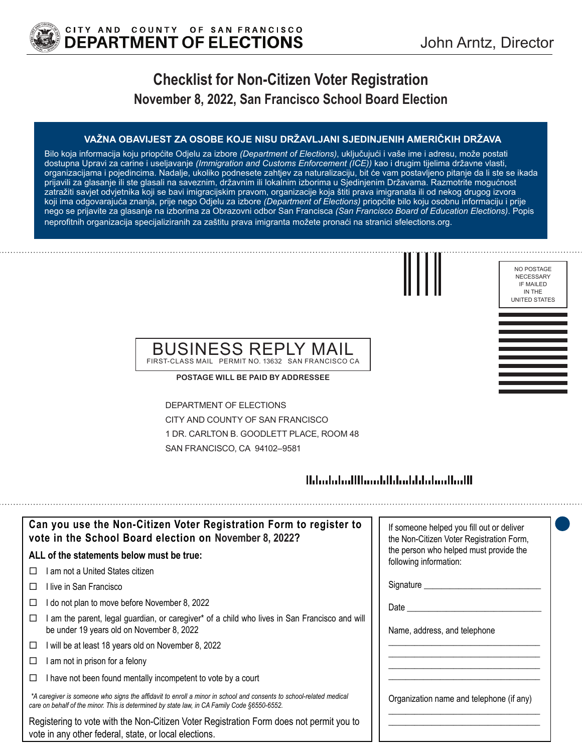CITY AND COUNTY OF SAN FRANCISCO
**DEPARTMENT OF ELECTIONS**

John Arntz, Director

# Checklist for Non-Citizen Voter Registration

## November 8, 2022, San Francisco School Board Election

### VAŽNA OBAVIJEST ZA OSOBE KOJE NISU DRŽAVLJANI SJEDINJENIH AMERIČKIH DRŽAVA

Bilo koja informacija koju priopćite Odjelu za izbore *(Department of Elections)*, uključujući i vaše ime i adresu, može postati dostupna Upravi za carine i useljavanje *(Immigration and Customs Enforcement (ICE))* kao i drugim tijelima državne vlasti, organizacijama i pojedincima. Nadalje, ukoliko podnesete zahtjev za naturalizaciju, bit će vam postavljeno pitanje da li ste se ikada prijavili za glasanje ili ste glasali na saveznim, državnim ili lokalnim izborima u Sjedinjenim Državama. Razmotrite mogućnost zatražiti savjet odvjetnika koji se bavi imigracijskim pravom, organizacije koja štiti prava imigranata ili od nekog drugog izvora koji ima odgovarajuća znanja, prije nego Odjelu za izbore *(Department of Elections)* priopćite bilo koju osobnu informaciju i prije nego se prijavite za glasanje na izborima za Obrazovni odbor San Francisca *(San Francisco Board of Education Elections)*. Popis neprofitnih organizacija specijaliziranih za zaštitu prava imigranta možete pronaći na stranici sfelections.org.

NO POSTAGE NECESSARY IF MAILED IN THE UNITED STATES

BUSINESS REPLY MAIL
FIRST-CLASS MAIL PERMIT NO. 13632 SAN FRANCISCO CA

**POSTAGE WILL BE PAID BY ADDRESSEE**

DEPARTMENT OF ELECTIONS
CITY AND COUNTY OF SAN FRANCISCO
1 DR. CARLTON B. GOODLETT PLACE, ROOM 48
SAN FRANCISCO, CA 94102–9581

### Can you use the Non-Citizen Voter Registration Form to register to vote in the School Board election on November 8, 2022?

**ALL of the statements below must be true:**

- ☐ I am not a United States citizen
- ☐ I live in San Francisco
- ☐ I do not plan to move before November 8, 2022
- ☐ I am the parent, legal guardian, or caregiver* of a child who lives in San Francisco and will be under 19 years old on November 8, 2022
- ☐ I will be at least 18 years old on November 8, 2022
- ☐ I am not in prison for a felony
- ☐ I have not been found mentally incompetent to vote by a court

*\*A caregiver is someone who signs the affidavit to enroll a minor in school and consents to school-related medical care on behalf of the minor. This is determined by state law, in CA Family Code §6550-6552.*

Registering to vote with the Non-Citizen Voter Registration Form does not permit you to vote in any other federal, state, or local elections.

If someone helped you fill out or deliver the Non-Citizen Voter Registration Form, the person who helped must provide the following information:

Signature ___________________________

Date ___________________________

Name, address, and telephone

___________________________

___________________________

___________________________

___________________________

Organization name and telephone (if any)

___________________________

___________________________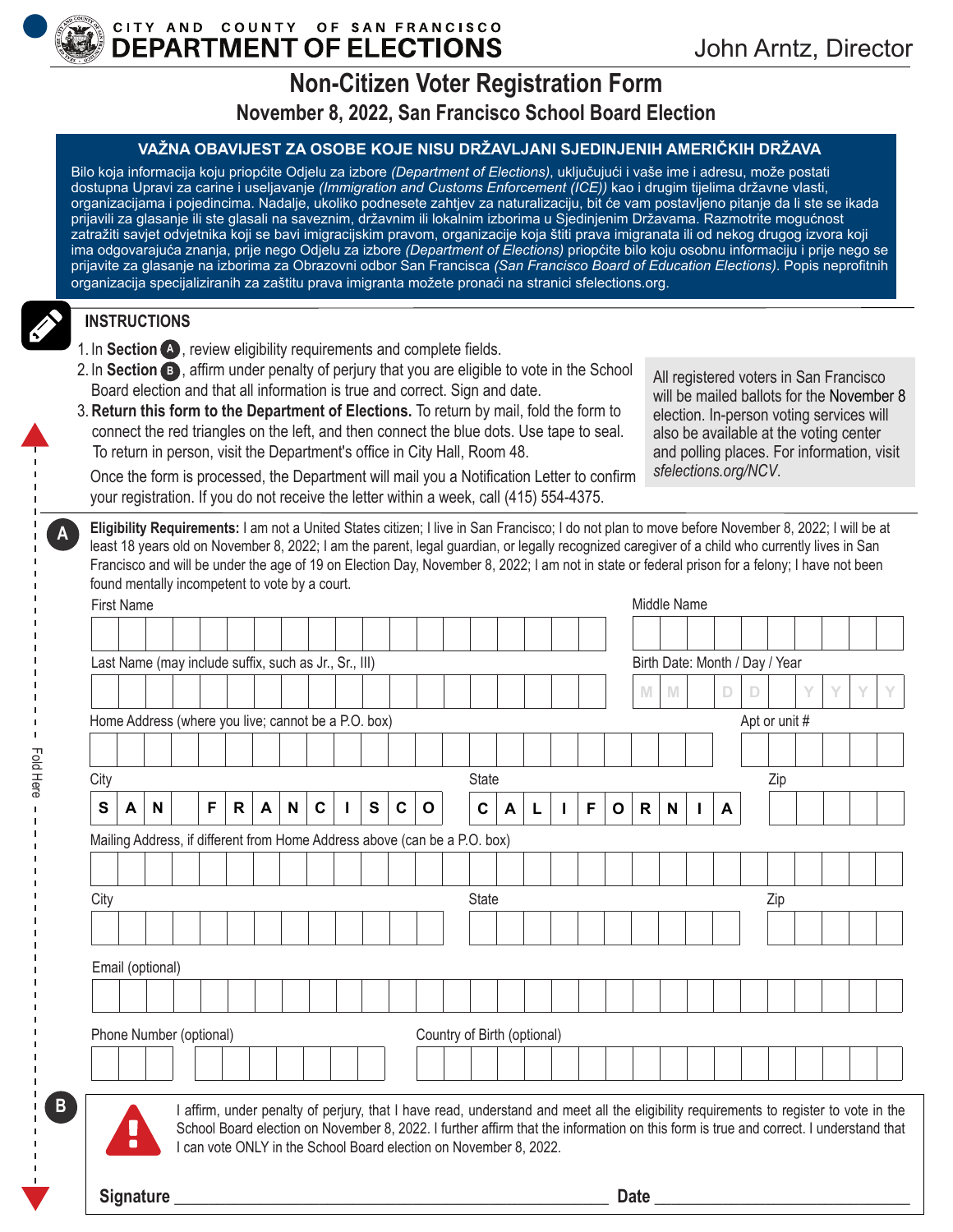CITY AND COUNTY OF SAN FRANCISCO
# DEPARTMENT OF ELECTIONS

John Arntz, Director

## Non-Citizen Voter Registration Form

### November 8, 2022, San Francisco School Board Election

**VAŽNA OBAVIJEST ZA OSOBE KOJE NISU DRŽAVLJANI SJEDINJENIH AMERIČKIH DRŽAVA**

Bilo koja informacija koju priopćite Odjelu za izbore *(Department of Elections)*, uključujući i vaše ime i adresu, može postati dostupna Upravi za carine i useljavanje *(Immigration and Customs Enforcement (ICE))* kao i drugim tijelima državne vlasti, organizacijama i pojedincima. Nadalje, ukoliko podnesete zahtjev za naturalizaciju, bit će vam postavljeno pitanje da li ste se ikada prijavili za glasanje ili ste glasali na saveznim, državnim ili lokalnim izborima u Sjedinjenim Državama. Razmotrite mogućnost zatražiti savjet odvjetnika koji se bavi imigracijskim pravom, organizacije koja štiti prava imigranata ili od nekog drugog izvora koji ima odgovarajuća znanja, prije nego Odjelu za izbore *(Department of Elections)* priopćite bilo koju osobnu informaciju i prije nego se prijavite za glasanje na izborima za Obrazovni odbor San Francisa *(San Francisco Board of Education Elections)*. Popis neprofitnih organizacija specijaliziranih za zaštitu prava imigranta možete pronaći na stranici sfelections.org.

### INSTRUCTIONS

1. In **Section A**, review eligibility requirements and complete fields.
2. In **Section B**, affirm under penalty of perjury that you are eligible to vote in the School Board election and that all information is true and correct. Sign and date.
3. **Return this form to the Department of Elections.** To return by mail, fold the form to connect the red triangles on the left, and then connect the blue dots. Use tape to seal. To return in person, visit the Department's office in City Hall, Room 48.

Once the form is processed, the Department will mail you a Notification Letter to confirm your registration. If you do not receive the letter within a week, call (415) 554-4375.

All registered voters in San Francisco will be mailed ballots for the November 8 election. In-person voting services will also be available at the voting center and polling places. For information, visit *sfelections.org/NCV*.

Fold Here

**A**

**Eligibility Requirements:** I am not a United States citizen; I live in San Francisco; I do not plan to move before November 8, 2022; I will be at least 18 years old on November 8, 2022; I am the parent, legal guardian, or legally recognized caregiver of a child who currently lives in San Francisco and will be under the age of 19 on Election Day, November 8, 2022; I am not in state or federal prison for a felony; I have not been found mentally incompetent to vote by a court.

First Name

Middle Name

Last Name (may include suffix, such as Jr., Sr., III)

Birth Date: Month / Day / Year
M M D D Y Y Y Y

Home Address (where you live; cannot be a P.O. box)

Apt or unit #

City: SAN FRANCISCO

State: CALIFORNIA

Zip

Mailing Address, if different from Home Address above (can be a P.O. box)

City

State

Zip

Email (optional)

Phone Number (optional)

Country of Birth (optional)

**B**

I affirm, under penalty of perjury, that I have read, understand and meet all the eligibility requirements to register to vote in the School Board election on November 8, 2022. I further affirm that the information on this form is true and correct. I understand that I can vote ONLY in the School Board election on November 8, 2022.

**Signature** ____________________ **Date** ____________________